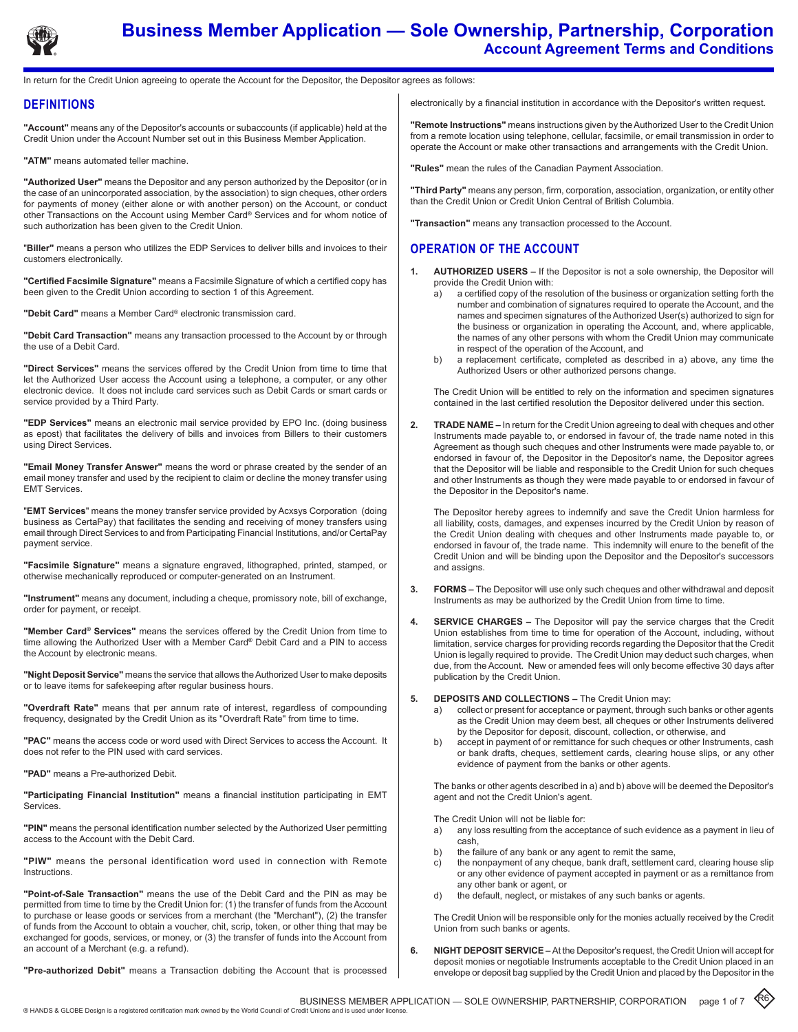# Business Member Application — Sole Ownership, Partnership, Corporation

## Account Agreement Terms and Conditions

In return for the Credit Union agreeing to operate the Account for the Depositor, the Depositor agrees as follows:

## DEFINITIONS

**"Account"** means any of the Depositor's accounts or subaccounts (if applicable) held at the Credit Union under the Account Number set out in this Business Member Application.

**"ATM"** means automated teller machine.

**"Authorized User"** means the Depositor and any person authorized by the Depositor (or in the case of an unincorporated association, by the association) to sign cheques, other orders for payments of money (either alone or with another person) on the Account, or conduct other Transactions on the Account using Member Card® Services and for whom notice of such authorization has been given to the Credit Union.

"**Biller"** means a person who utilizes the EDP Services to deliver bills and invoices to their customers electronically.

**"Certified Facsimile Signature"** means a Facsimile Signature of which a certified copy has been given to the Credit Union according to section 1 of this Agreement.

**"Debit Card"** means a Member Card® electronic transmission card.

**"Debit Card Transaction"** means any transaction processed to the Account by or through the use of a Debit Card.

**"Direct Services"** means the services offered by the Credit Union from time to time that let the Authorized User access the Account using a telephone, a computer, or any other electronic device. It does not include card services such as Debit Cards or smart cards or service provided by a Third Party.

**"EDP Services"** means an electronic mail service provided by EPO Inc. (doing business as epost) that facilitates the delivery of bills and invoices from Billers to their customers using Direct Services.

**"Email Money Transfer Answer"** means the word or phrase created by the sender of an email money transfer and used by the recipient to claim or decline the money transfer using EMT Services.

"**EMT Services**" means the money transfer service provided by Acxsys Corporation (doing business as CertaPay) that facilitates the sending and receiving of money transfers using email through Direct Services to and from Participating Financial Institutions, and/or CertaPay payment service.

**"Facsimile Signature"** means a signature engraved, lithographed, printed, stamped, or otherwise mechanically reproduced or computer-generated on an Instrument.

**"Instrument"** means any document, including a cheque, promissory note, bill of exchange, order for payment, or receipt.

**"Member Card® Services"** means the services offered by the Credit Union from time to time allowing the Authorized User with a Member Card® Debit Card and a PIN to access the Account by electronic means.

**"Night Deposit Service"** means the service that allows the Authorized User to make deposits or to leave items for safekeeping after regular business hours.

**"Overdraft Rate"** means that per annum rate of interest, regardless of compounding frequency, designated by the Credit Union as its "Overdraft Rate" from time to time.

**"PAC"** means the access code or word used with Direct Services to access the Account. It does not refer to the PIN used with card services.

**"PAD"** means a Pre-authorized Debit.

**"Participating Financial Institution"** means a financial institution participating in EMT Services.

**"PIN"** means the personal identification number selected by the Authorized User permitting access to the Account with the Debit Card.

**"PIW"** means the personal identification word used in connection with Remote Instructions.

**"Point-of-Sale Transaction"** means the use of the Debit Card and the PIN as may be permitted from time to time by the Credit Union for: (1) the transfer of funds from the Account to purchase or lease goods or services from a merchant (the "Merchant"), (2) the transfer of funds from the Account to obtain a voucher, chit, scrip, token, or other thing that may be exchanged for goods, services, or money, or (3) the transfer of funds into the Account from an account of a Merchant (e.g. a refund).

**"Pre-authorized Debit"** means a Transaction debiting the Account that is processed electronically by a financial institution in accordance with the Depositor's written request.

**"Remote Instructions"** means instructions given by the Authorized User to the Credit Union from a remote location using telephone, cellular, facsimile, or email transmission in order to operate the Account or make other transactions and arrangements with the Credit Union.

**"Rules"** mean the rules of the Canadian Payment Association.

**"Third Party"** means any person, firm, corporation, association, organization, or entity other than the Credit Union or Credit Union Central of British Columbia.

**"Transaction"** means any transaction processed to the Account.

## OPERATION OF THE ACCOUNT

1. **AUTHORIZED USERS –** If the Depositor is not a sole ownership, the Depositor will provide the Credit Union with:
   a) a certified copy of the resolution of the business or organization setting forth the number and combination of signatures required to operate the Account, and the names and specimen signatures of the Authorized User(s) authorized to sign for the business or organization in operating the Account, and, where applicable, the names of any other persons with whom the Credit Union may communicate in respect of the operation of the Account, and
   b) a replacement certificate, completed as described in a) above, any time the Authorized Users or other authorized persons change.

   The Credit Union will be entitled to rely on the information and specimen signatures contained in the last certified resolution the Depositor delivered under this section.

2. **TRADE NAME –** In return for the Credit Union agreeing to deal with cheques and other Instruments made payable to, or endorsed in favour of, the trade name noted in this Agreement as though such cheques and other Instruments were made payable to, or endorsed in favour of, the Depositor in the Depositor's name, the Depositor agrees that the Depositor will be liable and responsible to the Credit Union for such cheques and other Instruments as though they were made payable to or endorsed in favour of the Depositor in the Depositor's name.

   The Depositor hereby agrees to indemnify and save the Credit Union harmless for all liability, costs, damages, and expenses incurred by the Credit Union by reason of the Credit Union dealing with cheques and other Instruments made payable to, or endorsed in favour of, the trade name. This indemnity will enure to the benefit of the Credit Union and will be binding upon the Depositor and the Depositor's successors and assigns.

3. **FORMS –** The Depositor will use only such cheques and other withdrawal and deposit Instruments as may be authorized by the Credit Union from time to time.

4. **SERVICE CHARGES –** The Depositor will pay the service charges that the Credit Union establishes from time to time for operation of the Account, including, without limitation, service charges for providing records regarding the Depositor that the Credit Union is legally required to provide. The Credit Union may deduct such charges, when due, from the Account. New or amended fees will only become effective 30 days after publication by the Credit Union.

5. **DEPOSITS AND COLLECTIONS –** The Credit Union may:
   a) collect or present for acceptance or payment, through such banks or other agents as the Credit Union may deem best, all cheques or other Instruments delivered by the Depositor for deposit, discount, collection, or otherwise, and
   b) accept in payment of or remittance for such cheques or other Instruments, cash or bank drafts, cheques, settlement cards, clearing house slips, or any other evidence of payment from the banks or other agents.

   The banks or other agents described in a) and b) above will be deemed the Depositor's agent and not the Credit Union's agent.

   The Credit Union will not be liable for:
   a) any loss resulting from the acceptance of such evidence as a payment in lieu of cash,
   b) the failure of any bank or any agent to remit the same,
   c) the nonpayment of any cheque, bank draft, settlement card, clearing house slip or any other evidence of payment accepted in payment or as a remittance from any other bank or agent, or
   d) the default, neglect, or mistakes of any such banks or agents.

   The Credit Union will be responsible only for the monies actually received by the Credit Union from such banks or agents.

6. **NIGHT DEPOSIT SERVICE –** At the Depositor's request, the Credit Union will accept for deposit monies or negotiable Instruments acceptable to the Credit Union placed in an envelope or deposit bag supplied by the Credit Union and placed by the Depositor in the

® HANDS & GLOBE Design is a registered certification mark owned by the World Council of Credit Unions and is used under license.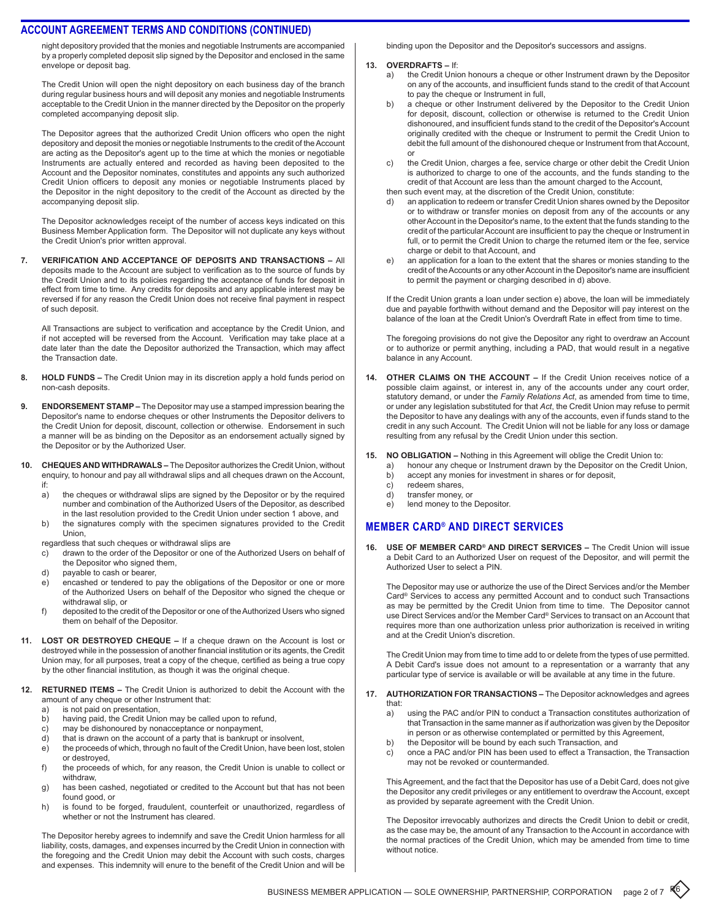## ACCOUNT AGREEMENT TERMS AND CONDITIONS (CONTINUED)

night depository provided that the monies and negotiable Instruments are accompanied by a properly completed deposit slip signed by the Depositor and enclosed in the same envelope or deposit bag.

The Credit Union will open the night depository on each business day of the branch during regular business hours and will deposit any monies and negotiable Instruments acceptable to the Credit Union in the manner directed by the Depositor on the properly completed accompanying deposit slip.

The Depositor agrees that the authorized Credit Union officers who open the night depository and deposit the monies or negotiable Instruments to the credit of the Account are acting as the Depositor's agent up to the time at which the monies or negotiable Instruments are actually entered and recorded as having been deposited to the Account and the Depositor nominates, constitutes and appoints any such authorized Credit Union officers to deposit any monies or negotiable Instruments placed by the Depositor in the night depository to the credit of the Account as directed by the accompanying deposit slip.

The Depositor acknowledges receipt of the number of access keys indicated on this Business Member Application form. The Depositor will not duplicate any keys without the Credit Union's prior written approval.

**7. VERIFICATION AND ACCEPTANCE OF DEPOSITS AND TRANSACTIONS –** All deposits made to the Account are subject to verification as to the source of funds by the Credit Union and to its policies regarding the acceptance of funds for deposit in effect from time to time. Any credits for deposits and any applicable interest may be reversed if for any reason the Credit Union does not receive final payment in respect of such deposit.

All Transactions are subject to verification and acceptance by the Credit Union, and if not accepted will be reversed from the Account. Verification may take place at a date later than the date the Depositor authorized the Transaction, which may affect the Transaction date.

**8. HOLD FUNDS –** The Credit Union may in its discretion apply a hold funds period on non-cash deposits.

**9. ENDORSEMENT STAMP –** The Depositor may use a stamped impression bearing the Depositor's name to endorse cheques or other Instruments the Depositor delivers to the Credit Union for deposit, discount, collection or otherwise. Endorsement in such a manner will be as binding on the Depositor as an endorsement actually signed by the Depositor or by the Authorized User.

**10. CHEQUES AND WITHDRAWALS –** The Depositor authorizes the Credit Union, without enquiry, to honour and pay all withdrawal slips and all cheques drawn on the Account, if:

a) the cheques or withdrawal slips are signed by the Depositor or by the required number and combination of the Authorized Users of the Depositor, as described in the last resolution provided to the Credit Union under section 1 above, and
b) the signatures comply with the specimen signatures provided to the Credit Union,

regardless that such cheques or withdrawal slips are

c) drawn to the order of the Depositor or one of the Authorized Users on behalf of the Depositor who signed them,
d) payable to cash or bearer,
e) encashed or tendered to pay the obligations of the Depositor or one or more of the Authorized Users on behalf of the Depositor who signed the cheque or withdrawal slip, or
f) deposited to the credit of the Depositor or one of the Authorized Users who signed them on behalf of the Depositor.

**11. LOST OR DESTROYED CHEQUE –** If a cheque drawn on the Account is lost or destroyed while in the possession of another financial institution or its agents, the Credit Union may, for all purposes, treat a copy of the cheque, certified as being a true copy by the other financial institution, as though it was the original cheque.

**12. RETURNED ITEMS –** The Credit Union is authorized to debit the Account with the amount of any cheque or other Instrument that:

a) is not paid on presentation,
b) having paid, the Credit Union may be called upon to refund,
c) may be dishonoured by nonacceptance or nonpayment,
d) that is drawn on the account of a party that is bankrupt or insolvent,
e) the proceeds of which, through no fault of the Credit Union, have been lost, stolen or destroyed,
f) the proceeds of which, for any reason, the Credit Union is unable to collect or withdraw,
g) has been cashed, negotiated or credited to the Account but that has not been found good, or
h) is found to be forged, fraudulent, counterfeit or unauthorized, regardless of whether or not the Instrument has cleared.

The Depositor hereby agrees to indemnify and save the Credit Union harmless for all liability, costs, damages, and expenses incurred by the Credit Union in connection with the foregoing and the Credit Union may debit the Account with such costs, charges and expenses. This indemnity will enure to the benefit of the Credit Union and will be binding upon the Depositor and the Depositor's successors and assigns.

**13. OVERDRAFTS –** If:

a) the Credit Union honours a cheque or other Instrument drawn by the Depositor on any of the accounts, and insufficient funds stand to the credit of that Account to pay the cheque or Instrument in full,
b) a cheque or other Instrument delivered by the Depositor to the Credit Union for deposit, discount, collection or otherwise is returned to the Credit Union dishonoured, and insufficient funds stand to the credit of the Depositor's Account originally credited with the cheque or Instrument to permit the Credit Union to debit the full amount of the dishonoured cheque or Instrument from that Account, or
c) the Credit Union, charges a fee, service charge or other debit the Credit Union is authorized to charge to one of the accounts, and the funds standing to the credit of that Account are less than the amount charged to the Account,

then such event may, at the discretion of the Credit Union, constitute:

d) an application to redeem or transfer Credit Union shares owned by the Depositor or to withdraw or transfer monies on deposit from any of the accounts or any other Account in the Depositor's name, to the extent that the funds standing to the credit of the particular Account are insufficient to pay the cheque or Instrument in full, or to permit the Credit Union to charge the returned item or the fee, service charge or debit to that Account, and
e) an application for a loan to the extent that the shares or monies standing to the credit of the Accounts or any other Account in the Depositor's name are insufficient to permit the payment or charging described in d) above.

If the Credit Union grants a loan under section e) above, the loan will be immediately due and payable forthwith without demand and the Depositor will pay interest on the balance of the loan at the Credit Union's Overdraft Rate in effect from time to time.

The foregoing provisions do not give the Depositor any right to overdraw an Account or to authorize or permit anything, including a PAD, that would result in a negative balance in any Account.

**14. OTHER CLAIMS ON THE ACCOUNT –** If the Credit Union receives notice of a possible claim against, or interest in, any of the accounts under any court order, statutory demand, or under the *Family Relations Act*, as amended from time to time, or under any legislation substituted for that *Act*, the Credit Union may refuse to permit the Depositor to have any dealings with any of the accounts, even if funds stand to the credit in any such Account. The Credit Union will not be liable for any loss or damage resulting from any refusal by the Credit Union under this section.

**15. NO OBLIGATION –** Nothing in this Agreement will oblige the Credit Union to:

a) honour any cheque or Instrument drawn by the Depositor on the Credit Union,
b) accept any monies for investment in shares or for deposit,
c) redeem shares,
d) transfer money, or
e) lend money to the Depositor.

## MEMBER CARD® AND DIRECT SERVICES

**16. USE OF MEMBER CARD® AND DIRECT SERVICES –** The Credit Union will issue a Debit Card to an Authorized User on request of the Depositor, and will permit the Authorized User to select a PIN.

The Depositor may use or authorize the use of the Direct Services and/or the Member Card® Services to access any permitted Account and to conduct such Transactions as may be permitted by the Credit Union from time to time. The Depositor cannot use Direct Services and/or the Member Card® Services to transact on an Account that requires more than one authorization unless prior authorization is received in writing and at the Credit Union's discretion.

The Credit Union may from time to time add to or delete from the types of use permitted. A Debit Card's issue does not amount to a representation or a warranty that any particular type of service is available or will be available at any time in the future.

**17. AUTHORIZATION FOR TRANSACTIONS –** The Depositor acknowledges and agrees that:

a) using the PAC and/or PIN to conduct a Transaction constitutes authorization of that Transaction in the same manner as if authorization was given by the Depositor in person or as otherwise contemplated or permitted by this Agreement,
b) the Depositor will be bound by each such Transaction, and
c) once a PAC and/or PIN has been used to effect a Transaction, the Transaction may not be revoked or countermanded.

This Agreement, and the fact that the Depositor has use of a Debit Card, does not give the Depositor any credit privileges or any entitlement to overdraw the Account, except as provided by separate agreement with the Credit Union.

The Depositor irrevocably authorizes and directs the Credit Union to debit or credit, as the case may be, the amount of any Transaction to the Account in accordance with the normal practices of the Credit Union, which may be amended from time to time without notice.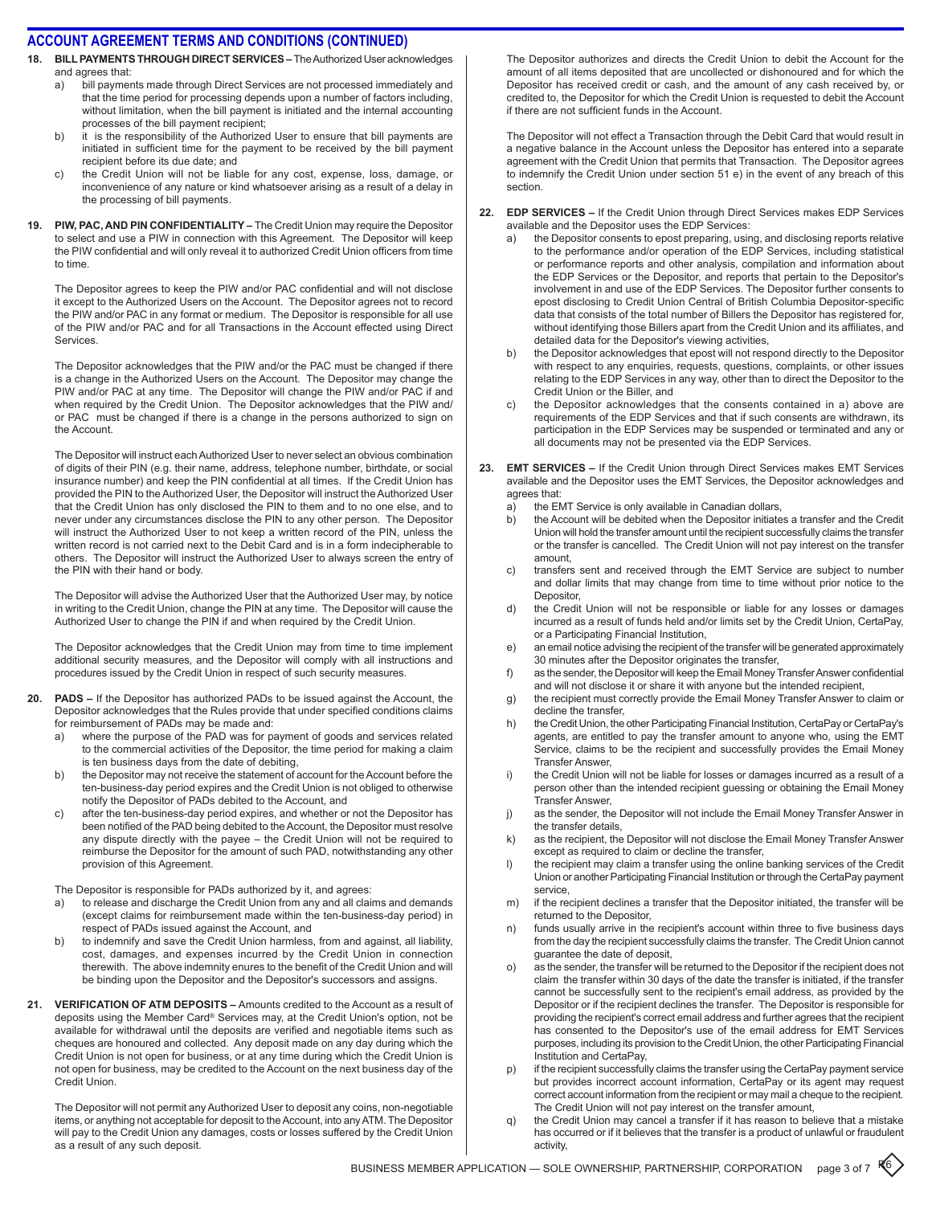## ACCOUNT AGREEMENT TERMS AND CONDITIONS (CONTINUED)

**18. BILL PAYMENTS THROUGH DIRECT SERVICES –** The Authorized User acknowledges and agrees that:

a) bill payments made through Direct Services are not processed immediately and that the time period for processing depends upon a number of factors including, without limitation, when the bill payment is initiated and the internal accounting processes of the bill payment recipient;

b) it is the responsibility of the Authorized User to ensure that bill payments are initiated in sufficient time for the payment to be received by the bill payment recipient before its due date; and

c) the Credit Union will not be liable for any cost, expense, loss, damage, or inconvenience of any nature or kind whatsoever arising as a result of a delay in the processing of bill payments.

**19. PIW, PAC, AND PIN CONFIDENTIALITY –** The Credit Union may require the Depositor to select and use a PIW in connection with this Agreement. The Depositor will keep the PIW confidential and will only reveal it to authorized Credit Union officers from time to time.

The Depositor agrees to keep the PIW and/or PAC confidential and will not disclose it except to the Authorized Users on the Account. The Depositor agrees not to record the PIW and/or PAC in any format or medium. The Depositor is responsible for all use of the PIW and/or PAC and for all Transactions in the Account effected using Direct Services.

The Depositor acknowledges that the PIW and/or the PAC must be changed if there is a change in the Authorized Users on the Account. The Depositor may change the PIW and/or PAC at any time. The Depositor will change the PIW and/or PAC if and when required by the Credit Union. The Depositor acknowledges that the PIW and/ or PAC must be changed if there is a change in the persons authorized to sign on the Account.

The Depositor will instruct each Authorized User to never select an obvious combination of digits of their PIN (e.g. their name, address, telephone number, birthdate, or social insurance number) and keep the PIN confidential at all times. If the Credit Union has provided the PIN to the Authorized User, the Depositor will instruct the Authorized User that the Credit Union has only disclosed the PIN to them and to no one else, and to never under any circumstances disclose the PIN to any other person. The Depositor will instruct the Authorized User to not keep a written record of the PIN, unless the written record is not carried next to the Debit Card and is in a form indecipherable to others. The Depositor will instruct the Authorized User to always screen the entry of the PIN with their hand or body.

The Depositor will advise the Authorized User that the Authorized User may, by notice in writing to the Credit Union, change the PIN at any time. The Depositor will cause the Authorized User to change the PIN if and when required by the Credit Union.

The Depositor acknowledges that the Credit Union may from time to time implement additional security measures, and the Depositor will comply with all instructions and procedures issued by the Credit Union in respect of such security measures.

**20. PADS –** If the Depositor has authorized PADs to be issued against the Account, the Depositor acknowledges that the Rules provide that under specified conditions claims for reimbursement of PADs may be made and:

a) where the purpose of the PAD was for payment of goods and services related to the commercial activities of the Depositor, the time period for making a claim is ten business days from the date of debiting,

b) the Depositor may not receive the statement of account for the Account before the ten-business-day period expires and the Credit Union is not obliged to otherwise notify the Depositor of PADs debited to the Account, and

c) after the ten-business-day period expires, and whether or not the Depositor has been notified of the PAD being debited to the Account, the Depositor must resolve any dispute directly with the payee – the Credit Union will not be required to reimburse the Depositor for the amount of such PAD, notwithstanding any other provision of this Agreement.

The Depositor is responsible for PADs authorized by it, and agrees:

a) to release and discharge the Credit Union from any and all claims and demands (except claims for reimbursement made within the ten-business-day period) in respect of PADs issued against the Account, and

b) to indemnify and save the Credit Union harmless, from and against, all liability, cost, damages, and expenses incurred by the Credit Union in connection therewith. The above indemnity enures to the benefit of the Credit Union and will be binding upon the Depositor and the Depositor's successors and assigns.

**21. VERIFICATION OF ATM DEPOSITS –** Amounts credited to the Account as a result of deposits using the Member Card® Services may, at the Credit Union's option, not be available for withdrawal until the deposits are verified and negotiable items such as cheques are honoured and collected. Any deposit made on any day during which the Credit Union is not open for business, or at any time during which the Credit Union is not open for business, may be credited to the Account on the next business day of the Credit Union.

The Depositor will not permit any Authorized User to deposit any coins, non-negotiable items, or anything not acceptable for deposit to the Account, into any ATM. The Depositor will pay to the Credit Union any damages, costs or losses suffered by the Credit Union as a result of any such deposit.

The Depositor authorizes and directs the Credit Union to debit the Account for the amount of all items deposited that are uncollected or dishonoured and for which the Depositor has received credit or cash, and the amount of any cash received by, or credited to, the Depositor for which the Credit Union is requested to debit the Account if there are not sufficient funds in the Account.

The Depositor will not effect a Transaction through the Debit Card that would result in a negative balance in the Account unless the Depositor has entered into a separate agreement with the Credit Union that permits that Transaction. The Depositor agrees to indemnify the Credit Union under section 51 e) in the event of any breach of this section.

**22. EDP SERVICES –** If the Credit Union through Direct Services makes EDP Services available and the Depositor uses the EDP Services:

a) the Depositor consents to epost preparing, using, and disclosing reports relative to the performance and/or operation of the EDP Services, including statistical or performance reports and other analysis, compilation and information about the EDP Services or the Depositor, and reports that pertain to the Depositor's involvement in and use of the EDP Services. The Depositor further consents to epost disclosing to Credit Union Central of British Columbia Depositor-specific data that consists of the total number of Billers the Depositor has registered for, without identifying those Billers apart from the Credit Union and its affiliates, and detailed data for the Depositor's viewing activities,

b) the Depositor acknowledges that epost will not respond directly to the Depositor with respect to any enquiries, requests, questions, complaints, or other issues relating to the EDP Services in any way, other than to direct the Depositor to the Credit Union or the Biller, and

c) the Depositor acknowledges that the consents contained in a) above are requirements of the EDP Services and that if such consents are withdrawn, its participation in the EDP Services may be suspended or terminated and any or all documents may not be presented via the EDP Services.

**23. EMT SERVICES –** If the Credit Union through Direct Services makes EMT Services available and the Depositor uses the EMT Services, the Depositor acknowledges and agrees that:

a) the EMT Service is only available in Canadian dollars,

b) the Account will be debited when the Depositor initiates a transfer and the Credit Union will hold the transfer amount until the recipient successfully claims the transfer or the transfer is cancelled. The Credit Union will not pay interest on the transfer amount,

c) transfers sent and received through the EMT Service are subject to number and dollar limits that may change from time to time without prior notice to the Depositor,

d) the Credit Union will not be responsible or liable for any losses or damages incurred as a result of funds held and/or limits set by the Credit Union, CertaPay, or a Participating Financial Institution,

e) an email notice advising the recipient of the transfer will be generated approximately 30 minutes after the Depositor originates the transfer,

f) as the sender, the Depositor will keep the Email Money Transfer Answer confidential and will not disclose it or share it with anyone but the intended recipient,

g) the recipient must correctly provide the Email Money Transfer Answer to claim or decline the transfer,

h) the Credit Union, the other Participating Financial Institution, CertaPay or CertaPay's agents, are entitled to pay the transfer amount to anyone who, using the EMT Service, claims to be the recipient and successfully provides the Email Money Transfer Answer,

i) the Credit Union will not be liable for losses or damages incurred as a result of a person other than the intended recipient guessing or obtaining the Email Money Transfer Answer,

j) as the sender, the Depositor will not include the Email Money Transfer Answer in the transfer details,

k) as the recipient, the Depositor will not disclose the Email Money Transfer Answer except as required to claim or decline the transfer,

l) the recipient may claim a transfer using the online banking services of the Credit Union or another Participating Financial Institution or through the CertaPay payment service,

m) if the recipient declines a transfer that the Depositor initiated, the transfer will be returned to the Depositor,

n) funds usually arrive in the recipient's account within three to five business days from the day the recipient successfully claims the transfer. The Credit Union cannot guarantee the date of deposit,

o) as the sender, the transfer will be returned to the Depositor if the recipient does not claim the transfer within 30 days of the date the transfer is initiated, if the transfer cannot be successfully sent to the recipient's email address, as provided by the Depositor or if the recipient declines the transfer. The Depositor is responsible for providing the recipient's correct email address and further agrees that the recipient has consented to the Depositor's use of the email address for EMT Services purposes, including its provision to the Credit Union, the other Participating Financial Institution and CertaPay,

p) if the recipient successfully claims the transfer using the CertaPay payment service but provides incorrect account information, CertaPay or its agent may request correct account information from the recipient or may mail a cheque to the recipient. The Credit Union will not pay interest on the transfer amount,

q) the Credit Union may cancel a transfer if it has reason to believe that a mistake has occurred or if it believes that the transfer is a product of unlawful or fraudulent activity,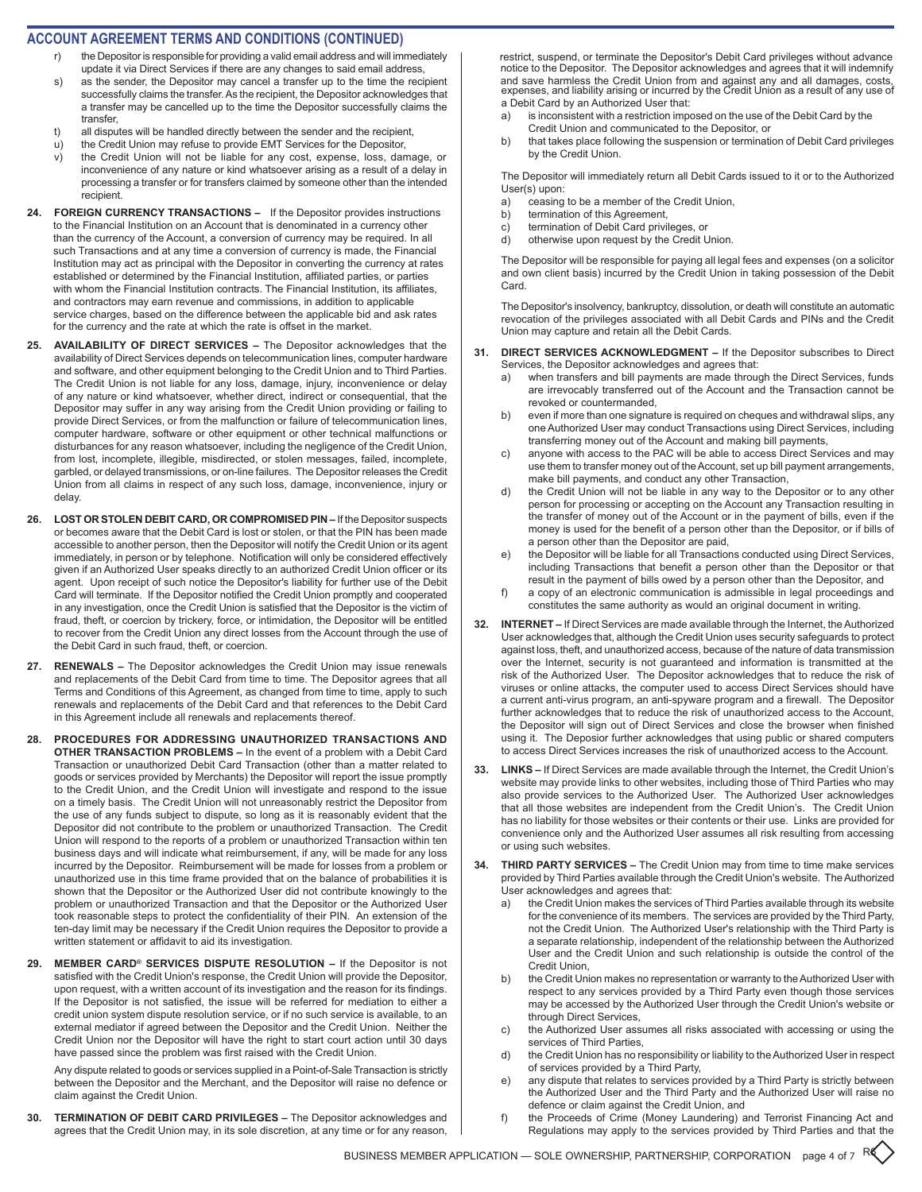## ACCOUNT AGREEMENT TERMS AND CONDITIONS (CONTINUED)

r) the Depositor is responsible for providing a valid email address and will immediately update it via Direct Services if there are any changes to said email address,

s) as the sender, the Depositor may cancel a transfer up to the time the recipient successfully claims the transfer. As the recipient, the Depositor acknowledges that a transfer may be cancelled up to the time the Depositor successfully claims the transfer,

t) all disputes will be handled directly between the sender and the recipient,

u) the Credit Union may refuse to provide EMT Services for the Depositor,

v) the Credit Union will not be liable for any cost, expense, loss, damage, or inconvenience of any nature or kind whatsoever arising as a result of a delay in processing a transfer or for transfers claimed by someone other than the intended recipient.

**24. FOREIGN CURRENCY TRANSACTIONS –** If the Depositor provides instructions to the Financial Institution on an Account that is denominated in a currency other than the currency of the Account, a conversion of currency may be required. In all such Transactions and at any time a conversion of currency is made, the Financial Institution may act as principal with the Depositor in converting the currency at rates established or determined by the Financial Institution, affiliated parties, or parties with whom the Financial Institution contracts. The Financial Institution, its affiliates, and contractors may earn revenue and commissions, in addition to applicable service charges, based on the difference between the applicable bid and ask rates for the currency and the rate at which the rate is offset in the market.

**25. AVAILABILITY OF DIRECT SERVICES –** The Depositor acknowledges that the availability of Direct Services depends on telecommunication lines, computer hardware and software, and other equipment belonging to the Credit Union and to Third Parties. The Credit Union is not liable for any loss, damage, injury, inconvenience or delay of any nature or kind whatsoever, whether direct, indirect or consequential, that the Depositor may suffer in any way arising from the Credit Union providing or failing to provide Direct Services, or from the malfunction or failure of telecommunication lines, computer hardware, software or other equipment or other technical malfunctions or disturbances for any reason whatsoever, including the negligence of the Credit Union, from lost, incomplete, illegible, misdirected, or stolen messages, failed, incomplete, garbled, or delayed transmissions, or on-line failures. The Depositor releases the Credit Union from all claims in respect of any such loss, damage, inconvenience, injury or delay.

**26. LOST OR STOLEN DEBIT CARD, OR COMPROMISED PIN –** If the Depositor suspects or becomes aware that the Debit Card is lost or stolen, or that the PIN has been made accessible to another person, then the Depositor will notify the Credit Union or its agent immediately, in person or by telephone. Notification will only be considered effectively given if an Authorized User speaks directly to an authorized Credit Union officer or its agent. Upon receipt of such notice the Depositor's liability for further use of the Debit Card will terminate. If the Depositor notified the Credit Union promptly and cooperated in any investigation, once the Credit Union is satisfied that the Depositor is the victim of fraud, theft, or coercion by trickery, force, or intimidation, the Depositor will be entitled to recover from the Credit Union any direct losses from the Account through the use of the Debit Card in such fraud, theft, or coercion.

**27. RENEWALS –** The Depositor acknowledges the Credit Union may issue renewals and replacements of the Debit Card from time to time. The Depositor agrees that all Terms and Conditions of this Agreement, as changed from time to time, apply to such renewals and replacements of the Debit Card and that references to the Debit Card in this Agreement include all renewals and replacements thereof.

**28. PROCEDURES FOR ADDRESSING UNAUTHORIZED TRANSACTIONS AND OTHER TRANSACTION PROBLEMS –** In the event of a problem with a Debit Card Transaction or unauthorized Debit Card Transaction (other than a matter related to goods or services provided by Merchants) the Depositor will report the issue promptly to the Credit Union, and the Credit Union will investigate and respond to the issue on a timely basis. The Credit Union will not unreasonably restrict the Depositor from the use of any funds subject to dispute, so long as it is reasonably evident that the Depositor did not contribute to the problem or unauthorized Transaction. The Credit Union will respond to the reports of a problem or unauthorized Transaction within ten business days and will indicate what reimbursement, if any, will be made for any loss incurred by the Depositor. Reimbursement will be made for losses from a problem or unauthorized use in this time frame provided that on the balance of probabilities it is shown that the Depositor or the Authorized User did not contribute knowingly to the problem or unauthorized Transaction and that the Depositor or the Authorized User took reasonable steps to protect the confidentiality of their PIN. An extension of the ten-day limit may be necessary if the Credit Union requires the Depositor to provide a written statement or affidavit to aid its investigation.

**29. MEMBER CARD® SERVICES DISPUTE RESOLUTION –** If the Depositor is not satisfied with the Credit Union's response, the Credit Union will provide the Depositor, upon request, with a written account of its investigation and the reason for its findings. If the Depositor is not satisfied, the issue will be referred for mediation to either a credit union system dispute resolution service, or if no such service is available, to an external mediator if agreed between the Depositor and the Credit Union. Neither the Credit Union nor the Depositor will have the right to start court action until 30 days have passed since the problem was first raised with the Credit Union.

Any dispute related to goods or services supplied in a Point-of-Sale Transaction is strictly between the Depositor and the Merchant, and the Depositor will raise no defence or claim against the Credit Union.

**30. TERMINATION OF DEBIT CARD PRIVILEGES –** The Depositor acknowledges and agrees that the Credit Union may, in its sole discretion, at any time or for any reason, restrict, suspend, or terminate the Depositor's Debit Card privileges without advance notice to the Depositor. The Depositor acknowledges and agrees that it will indemnify and save harmless the Credit Union from and against any and all damages, costs, expenses, and liability arising or incurred by the Credit Union as a result of any use of a Debit Card by an Authorized User that:

a) is inconsistent with a restriction imposed on the use of the Debit Card by the Credit Union and communicated to the Depositor, or

b) that takes place following the suspension or termination of Debit Card privileges by the Credit Union.

The Depositor will immediately return all Debit Cards issued to it or to the Authorized User(s) upon:

a) ceasing to be a member of the Credit Union,

b) termination of this Agreement,

c) termination of Debit Card privileges, or

d) otherwise upon request by the Credit Union.

The Depositor will be responsible for paying all legal fees and expenses (on a solicitor and own client basis) incurred by the Credit Union in taking possession of the Debit Card.

The Depositor's insolvency, bankruptcy, dissolution, or death will constitute an automatic revocation of the privileges associated with all Debit Cards and PINs and the Credit Union may capture and retain all the Debit Cards.

**31. DIRECT SERVICES ACKNOWLEDGMENT –** If the Depositor subscribes to Direct Services, the Depositor acknowledges and agrees that:

a) when transfers and bill payments are made through the Direct Services, funds are irrevocably transferred out of the Account and the Transaction cannot be revoked or countermanded,

b) even if more than one signature is required on cheques and withdrawal slips, any one Authorized User may conduct Transactions using Direct Services, including transferring money out of the Account and making bill payments,

c) anyone with access to the PAC will be able to access Direct Services and may use them to transfer money out of the Account, set up bill payment arrangements, make bill payments, and conduct any other Transaction,

d) the Credit Union will not be liable in any way to the Depositor or to any other person for processing or accepting on the Account any Transaction resulting in the transfer of money out of the Account or in the payment of bills, even if the money is used for the benefit of a person other than the Depositor, or if bills of a person other than the Depositor are paid,

e) the Depositor will be liable for all Transactions conducted using Direct Services, including Transactions that benefit a person other than the Depositor or that result in the payment of bills owed by a person other than the Depositor, and

f) a copy of an electronic communication is admissible in legal proceedings and constitutes the same authority as would an original document in writing.

**32. INTERNET –** If Direct Services are made available through the Internet, the Authorized User acknowledges that, although the Credit Union uses security safeguards to protect against loss, theft, and unauthorized access, because of the nature of data transmission over the Internet, security is not guaranteed and information is transmitted at the risk of the Authorized User. The Depositor acknowledges that to reduce the risk of viruses or online attacks, the computer used to access Direct Services should have a current anti-virus program, an anti-spyware program and a firewall. The Depositor further acknowledges that to reduce the risk of unauthorized access to the Account, the Depositor will sign out of Direct Services and close the browser when finished using it. The Deposior further acknowledges that using public or shared computers to access Direct Services increases the risk of unauthorized access to the Account.

**33. LINKS –** If Direct Services are made available through the Internet, the Credit Union's website may provide links to other websites, including those of Third Parties who may also provide services to the Authorized User. The Authorized User acknowledges that all those websites are independent from the Credit Union's. The Credit Union has no liability for those websites or their contents or their use. Links are provided for convenience only and the Authorized User assumes all risk resulting from accessing or using such websites.

**34. THIRD PARTY SERVICES –** The Credit Union may from time to time make services provided by Third Parties available through the Credit Union's website. The Authorized User acknowledges and agrees that:

a) the Credit Union makes the services of Third Parties available through its website for the convenience of its members. The services are provided by the Third Party, not the Credit Union. The Authorized User's relationship with the Third Party is a separate relationship, independent of the relationship between the Authorized User and the Credit Union and such relationship is outside the control of the Credit Union,

b) the Credit Union makes no representation or warranty to the Authorized User with respect to any services provided by a Third Party even though those services may be accessed by the Authorized User through the Credit Union's website or through Direct Services,

c) the Authorized User assumes all risks associated with accessing or using the services of Third Parties,

d) the Credit Union has no responsibility or liability to the Authorized User in respect of services provided by a Third Party,

e) any dispute that relates to services provided by a Third Party is strictly between the Authorized User and the Third Party and the Authorized User will raise no defence or claim against the Credit Union, and

f) the Proceeds of Crime (Money Laundering) and Terrorist Financing Act and Regulations may apply to the services provided by Third Parties and that the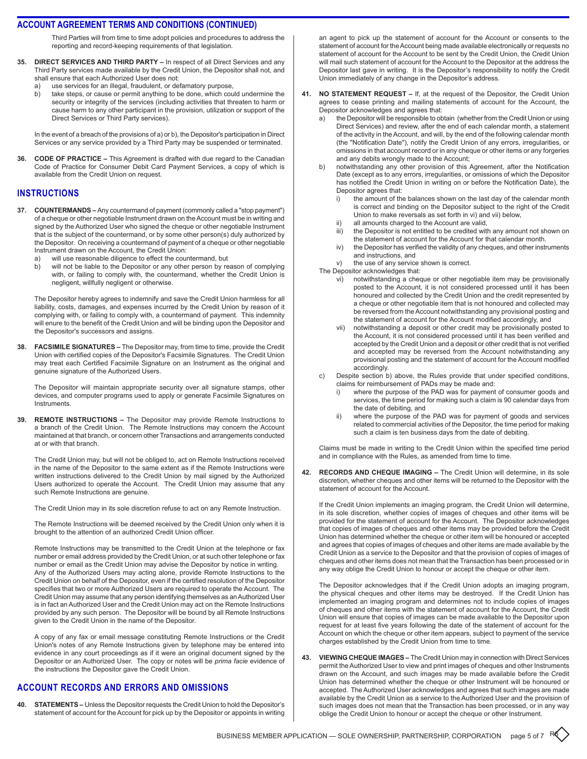Third Parties will from time to time adopt policies and procedures to address the reporting and record-keeping requirements of that legislation.

**35. DIRECT SERVICES AND THIRD PARTY –** In respect of all Direct Services and any Third Party services made available by the Credit Union, the Depositor shall not, and shall ensure that each Authorized User does not:

a) use services for an illegal, fraudulent, or defamatory purpose,

b) take steps, or cause or permit anything to be done, which could undermine the security or integrity of the services (including activities that threaten to harm or cause harm to any other participant in the provision, utilization or support of the Direct Services or Third Party services).

In the event of a breach of the provisions of a) or b), the Depositor's participation in Direct Services or any service provided by a Third Party may be suspended or terminated.

**36. CODE OF PRACTICE –** This Agreement is drafted with due regard to the Canadian Code of Practice for Consumer Debit Card Payment Services, a copy of which is available from the Credit Union on request.

## INSTRUCTIONS

**37. COUNTERMANDS –** Any countermand of payment (commonly called a "stop payment") of a cheque or other negotiable Instrument drawn on the Account must be in writing and signed by the Authorized User who signed the cheque or other negotiable Instrument that is the subject of the countermand, or by some other person(s) duly authorized by the Depositor. On receiving a countermand of payment of a cheque or other negotiable Instrument drawn on the Account, the Credit Union:

a) will use reasonable diligence to effect the countermand, but

b) will not be liable to the Depositor or any other person by reason of complying with, or failing to comply with, the countermand, whether the Credit Union is negligent, willfully negligent or otherwise.

The Depositor hereby agrees to indemnify and save the Credit Union harmless for all liability, costs, damages, and expenses incurred by the Credit Union by reason of it complying with, or failing to comply with, a countermand of payment. This indemnity will enure to the benefit of the Credit Union and will be binding upon the Depositor and the Depositor's successors and assigns.

**38. FACSIMILE SIGNATURES –** The Depositor may, from time to time, provide the Credit Union with certified copies of the Depositor's Facsimile Signatures. The Credit Union may treat each Certified Facsimile Signature on an Instrument as the original and genuine signature of the Authorized Users.

The Depositor will maintain appropriate security over all signature stamps, other devices, and computer programs used to apply or generate Facsimile Signatures on Instruments.

**39. REMOTE INSTRUCTIONS –** The Depositor may provide Remote Instructions to a branch of the Credit Union. The Remote Instructions may concern the Account maintained at that branch, or concern other Transactions and arrangements conducted at or with that branch.

The Credit Union may, but will not be obliged to, act on Remote Instructions received in the name of the Depositor to the same extent as if the Remote Instructions were written instructions delivered to the Credit Union by mail signed by the Authorized Users authorized to operate the Account. The Credit Union may assume that any such Remote Instructions are genuine.

The Credit Union may in its sole discretion refuse to act on any Remote Instruction.

The Remote Instructions will be deemed received by the Credit Union only when it is brought to the attention of an authorized Credit Union officer.

Remote Instructions may be transmitted to the Credit Union at the telephone or fax number or email address provided by the Credit Union, or at such other telephone or fax number or email as the Credit Union may advise the Depositor by notice in writing. Any of the Authorized Users may acting alone, provide Remote Instructions to the Credit Union on behalf of the Depositor, even if the certified resolution of the Depositor specifies that two or more Authorized Users are required to operate the Account. The Credit Union may assume that any person identifying themselves as an Authorized User is in fact an Authorized User and the Credit Union may act on the Remote Instructions provided by any such person. The Depositor will be bound by all Remote Instructions given to the Credit Union in the name of the Depositor.

A copy of any fax or email message constituting Remote Instructions or the Credit Union's notes of any Remote Instructions given by telephone may be entered into evidence in any court proceedings as if it were an original document signed by the Depositor or an Authorized User. The copy or notes will be *prima facie* evidence of the instructions the Depositor gave the Credit Union.

## ACCOUNT RECORDS AND ERRORS AND OMISSIONS

**40. STATEMENTS –** Unless the Depositor requests the Credit Union to hold the Depositor's statement of account for the Account for pick up by the Depositor or appoints in writing an agent to pick up the statement of account for the Account or consents to the statement of account for the Account being made available electronically or requests no statement of account for the Account to be sent by the Credit Union, the Credit Union will mail such statement of account for the Account to the Depositor at the address the Depositor last gave in writing. It is the Depositor's responsibility to notify the Credit Union immediately of any change in the Depositor's address.

**41. NO STATEMENT REQUEST –** If, at the request of the Depositor, the Credit Union agrees to cease printing and mailing statements of account for the Account, the Depositor acknowledges and agrees that:

a) the Depositor will be responsible to obtain (whether from the Credit Union or using Direct Services) and review, after the end of each calendar month, a statement of the activity in the Account, and will, by the end of the following calendar month (the "Notification Date"), notify the Credit Union of any errors, irregularities, or omissions in that account record or in any cheque or other items or any forgeries and any debits wrongly made to the Account;

b) notwithstanding any other provision of this Agreement, after the Notification Date (except as to any errors, irregularities, or omissions of which the Depositor has notified the Credit Union in writing on or before the Notification Date), the Depositor agrees that:

   i) the amount of the balances shown on the last day of the calendar month is correct and binding on the Depositor subject to the right of the Credit Union to make reversals as set forth in vi) and vii) below,

   ii) all amounts charged to the Account are valid,

   iii) the Depositor is not entitled to be credited with any amount not shown on the statement of account for the Account for that calendar month.

   iv) the Depositor has verified the validity of any cheques, and other instruments and instructions, and

   v) the use of any service shown is correct.

The Depositor acknowledges that:

   vi) notwithstanding a cheque or other negotiable item may be provisionally posted to the Account, it is not considered processed until it has been honoured and collected by the Credit Union and the credit represented by a cheque or other negotiable item that is not honoured and collected may be reversed from the Account notwithstanding any provisional posting and the statement of account for the Account modified accordingly, and

   vii) notwithstanding a deposit or other credit may be provisionally posted to the Account, it is not considered processed until it has been verified and accepted by the Credit Union and a deposit or other credit that is not verified and accepted may be reversed from the Account notwithstanding any provisional posting and the statement of account for the Account modified accordingly.

c) Despite section b) above, the Rules provide that under specified conditions, claims for reimbursement of PADs may be made and:

   i) where the purpose of the PAD was for payment of consumer goods and services, the time period for making such a claim is 90 calendar days from the date of debiting, and

   ii) where the purpose of the PAD was for payment of goods and services related to commercial activities of the Depositor, the time period for making such a claim is ten business days from the date of debiting.

Claims must be made in writing to the Credit Union within the specified time period and in compliance with the Rules, as amended from time to time.

**42. RECORDS AND CHEQUE IMAGING –** The Credit Union will determine, in its sole discretion, whether cheques and other items will be returned to the Depositor with the statement of account for the Account.

If the Credit Union implements an imaging program, the Credit Union will determine, in its sole discretion, whether copies of images of cheques and other items will be provided for the statement of account for the Account. The Depositor acknowledges that copies of images of cheques and other items may be provided before the Credit Union has determined whether the cheque or other item will be honoured or accepted and agrees that copies of images of cheques and other items are made available by the Credit Union as a service to the Depositor and that the provision of copies of images of cheques and other items does not mean that the Transaction has been processed or in any way oblige the Credit Union to honour or accept the cheque or other item.

The Depositor acknowledges that if the Credit Union adopts an imaging program, the physical cheques and other items may be destroyed. If the Credit Union has implemented an imaging program and determines not to include copies of images of cheques and other items with the statement of account for the Account, the Credit Union will ensure that copies of images can be made available to the Depositor upon request for at least five years following the date of the statement of account for the Account on which the cheque or other item appears, subject to payment of the service charges established by the Credit Union from time to time.

**43. VIEWING CHEQUE IMAGES –** The Credit Union may in connection with Direct Services permit the Authorized User to view and print images of cheques and other Instruments drawn on the Account, and such images may be made available before the Credit Union has determined whether the cheque or other Instrument will be honoured or accepted. The Authorized User acknowledges and agrees that such images are made available by the Credit Union as a service to the Authorized User and the provision of such images does not mean that the Transaction has been processed, or in any way oblige the Credit Union to honour or accept the cheque or other Instrument.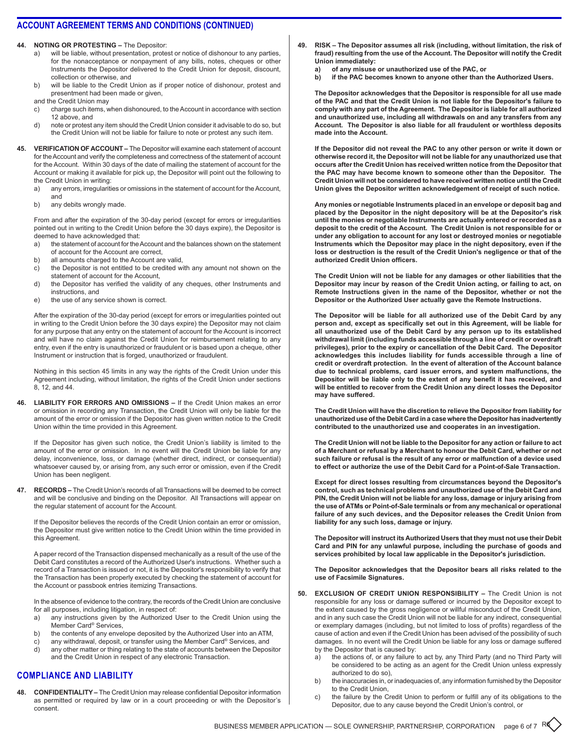## ACCOUNT AGREEMENT TERMS AND CONDITIONS (CONTINUED)

**44. NOTING OR PROTESTING –** The Depositor:

a) will be liable, without presentation, protest or notice of dishonour to any parties, for the nonacceptance or nonpayment of any bills, notes, cheques or other Instruments the Depositor delivered to the Credit Union for deposit, discount, collection or otherwise, and

b) will be liable to the Credit Union as if proper notice of dishonour, protest and presentment had been made or given,

and the Credit Union may

c) charge such items, when dishonoured, to the Account in accordance with section 12 above, and

d) note or protest any item should the Credit Union consider it advisable to do so, but the Credit Union will not be liable for failure to note or protest any such item.

**45. VERIFICATION OF ACCOUNT –** The Depositor will examine each statement of account for the Account and verify the completeness and correctness of the statement of account for the Account. Within 30 days of the date of mailing the statement of account for the Account or making it available for pick up, the Depositor will point out the following to the Credit Union in writing:

a) any errors, irregularities or omissions in the statement of account for the Account, and

b) any debits wrongly made.

From and after the expiration of the 30-day period (except for errors or irregularities pointed out in writing to the Credit Union before the 30 days expire), the Depositor is deemed to have acknowledged that:

a) the statement of account for the Account and the balances shown on the statement of account for the Account are correct,

b) all amounts charged to the Account are valid,

c) the Depositor is not entitled to be credited with any amount not shown on the statement of account for the Account,

d) the Depositor has verified the validity of any cheques, other Instruments and instructions, and

e) the use of any service shown is correct.

After the expiration of the 30-day period (except for errors or irregularities pointed out in writing to the Credit Union before the 30 days expire) the Depositor may not claim for any purpose that any entry on the statement of account for the Account is incorrect and will have no claim against the Credit Union for reimbursement relating to any entry, even if the entry is unauthorized or fraudulent or is based upon a cheque, other Instrument or instruction that is forged, unauthorized or fraudulent.

Nothing in this section 45 limits in any way the rights of the Credit Union under this Agreement including, without limitation, the rights of the Credit Union under sections 8, 12, and 44.

**46. LIABILITY FOR ERRORS AND OMISSIONS –** If the Credit Union makes an error or omission in recording any Transaction, the Credit Union will only be liable for the amount of the error or omission if the Depositor has given written notice to the Credit Union within the time provided in this Agreement.

If the Depositor has given such notice, the Credit Union's liability is limited to the amount of the error or omission. In no event will the Credit Union be liable for any delay, inconvenience, loss, or damage (whether direct, indirect, or consequential) whatsoever caused by, or arising from, any such error or omission, even if the Credit Union has been negligent.

**47. RECORDS –** The Credit Union's records of all Transactions will be deemed to be correct and will be conclusive and binding on the Depositor. All Transactions will appear on the regular statement of account for the Account.

If the Depositor believes the records of the Credit Union contain an error or omission, the Depositor must give written notice to the Credit Union within the time provided in this Agreement.

A paper record of the Transaction dispensed mechanically as a result of the use of the Debit Card constitutes a record of the Authorized User's instructions. Whether such a record of a Transaction is issued or not, it is the Depositor's responsibility to verify that the Transaction has been properly executed by checking the statement of account for the Account or passbook entries itemizing Transactions.

In the absence of evidence to the contrary, the records of the Credit Union are conclusive for all purposes, including litigation, in respect of:

a) any instructions given by the Authorized User to the Credit Union using the Member Card® Services,

b) the contents of any envelope deposited by the Authorized User into an ATM,

c) any withdrawal, deposit, or transfer using the Member Card® Services, and

d) any other matter or thing relating to the state of accounts between the Depositor and the Credit Union in respect of any electronic Transaction.

## COMPLIANCE AND LIABILITY

**48. CONFIDENTIALITY –** The Credit Union may release confidential Depositor information as permitted or required by law or in a court proceeding or with the Depositor's consent.

**49. RISK – The Depositor assumes all risk (including, without limitation, the risk of fraud) resulting from the use of the Account. The Depositor will notify the Credit Union immediately:**

**a) of any misuse or unauthorized use of the PAC, or**

**b) if the PAC becomes known to anyone other than the Authorized Users.**

**The Depositor acknowledges that the Depositor is responsible for all use made of the PAC and that the Credit Union is not liable for the Depositor's failure to comply with any part of the Agreement. The Depositor is liable for all authorized and unauthorized use, including all withdrawals on and any transfers from any Account. The Depositor is also liable for all fraudulent or worthless deposits made into the Account.**

**If the Depositor did not reveal the PAC to any other person or write it down or otherwise record it, the Depositor will not be liable for any unauthorized use that occurs after the Credit Union has received written notice from the Depositor that the PAC may have become known to someone other than the Depositor. The Credit Union will not be considered to have received written notice until the Credit Union gives the Depositor written acknowledgement of receipt of such notice.**

**Any monies or negotiable Instruments placed in an envelope or deposit bag and placed by the Depositor in the night depository will be at the Depositor's risk until the monies or negotiable Instruments are actually entered or recorded as a deposit to the credit of the Account. The Credit Union is not responsible for or under any obligation to account for any lost or destroyed monies or negotiable Instruments which the Depositor may place in the night depository, even if the loss or destruction is the result of the Credit Union's negligence or that of the authorized Credit Union officers.**

**The Credit Union will not be liable for any damages or other liabilities that the Depositor may incur by reason of the Credit Union acting, or failing to act, on Remote Instructions given in the name of the Depositor, whether or not the Depositor or the Authorized User actually gave the Remote Instructions.**

**The Depositor will be liable for all authorized use of the Debit Card by any person and, except as specifically set out in this Agreement, will be liable for all unauthorized use of the Debit Card by any person up to its established withdrawal limit (including funds accessible through a line of credit or overdraft privileges), prior to the expiry or cancellation of the Debit Card. The Depositor acknowledges this includes liability for funds accessible through a line of credit or overdraft protection. In the event of alteration of the Account balance due to technical problems, card issuer errors, and system malfunctions, the Depositor will be liable only to the extent of any benefit it has received, and will be entitled to recover from the Credit Union any direct losses the Depositor may have suffered.**

**The Credit Union will have the discretion to relieve the Depositor from liability for unauthorized use of the Debit Card in a case where the Depositor has inadvertently contributed to the unauthorized use and cooperates in an investigation.**

**The Credit Union will not be liable to the Depositor for any action or failure to act of a Merchant or refusal by a Merchant to honour the Debit Card, whether or not such failure or refusal is the result of any error or malfunction of a device used to effect or authorize the use of the Debit Card for a Point-of-Sale Transaction.**

**Except for direct losses resulting from circumstances beyond the Depositor's control, such as technical problems and unauthorized use of the Debit Card and PIN, the Credit Union will not be liable for any loss, damage or injury arising from the use of ATMs or Point-of-Sale terminals or from any mechanical or operational failure of any such devices, and the Depositor releases the Credit Union from liability for any such loss, damage or injury.**

**The Depositor will instruct its Authorized Users that they must not use their Debit Card and PIN for any unlawful purpose, including the purchase of goods and services prohibited by local law applicable in the Depositor's jurisdiction.**

**The Depositor acknowledges that the Depositor bears all risks related to the use of Facsimile Signatures.**

**50. EXCLUSION OF CREDIT UNION RESPONSIBILITY –** The Credit Union is not responsible for any loss or damage suffered or incurred by the Depositor except to the extent caused by the gross negligence or willful misconduct of the Credit Union, and in any such case the Credit Union will not be liable for any indirect, consequential or exemplary damages (including, but not limited to loss of profits) regardless of the cause of action and even if the Credit Union has been advised of the possibility of such damages. In no event will the Credit Union be liable for any loss or damage suffered by the Depositor that is caused by:

a) the actions of, or any failure to act by, any Third Party (and no Third Party will be considered to be acting as an agent for the Credit Union unless expressly authorized to do so),

b) the inaccuracies in, or inadequacies of, any information furnished by the Depositor to the Credit Union,

c) the failure by the Credit Union to perform or fulfill any of its obligations to the Depositor, due to any cause beyond the Credit Union's control, or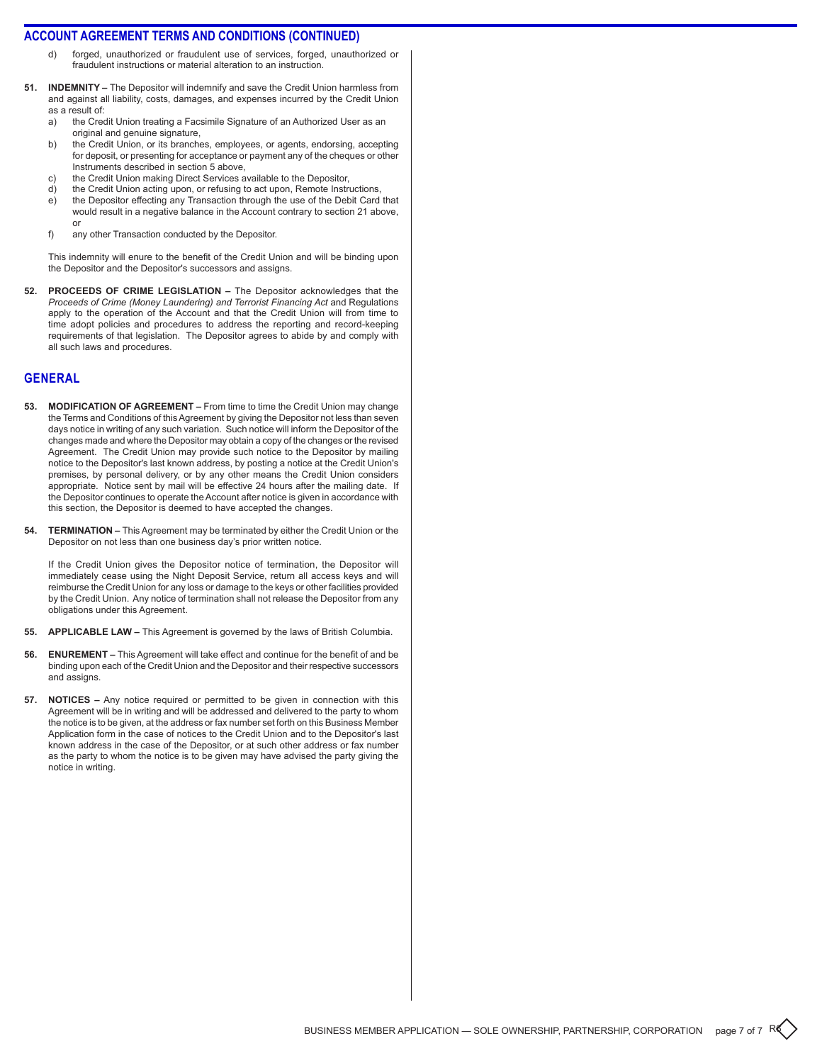## ACCOUNT AGREEMENT TERMS AND CONDITIONS (CONTINUED)

d) forged, unauthorized or fraudulent use of services, forged, unauthorized or fraudulent instructions or material alteration to an instruction.

**51. INDEMNITY –** The Depositor will indemnify and save the Credit Union harmless from and against all liability, costs, damages, and expenses incurred by the Credit Union as a result of:

a) the Credit Union treating a Facsimile Signature of an Authorized User as an original and genuine signature,
b) the Credit Union, or its branches, employees, or agents, endorsing, accepting for deposit, or presenting for acceptance or payment any of the cheques or other Instruments described in section 5 above,
c) the Credit Union making Direct Services available to the Depositor,
d) the Credit Union acting upon, or refusing to act upon, Remote Instructions,
e) the Depositor effecting any Transaction through the use of the Debit Card that would result in a negative balance in the Account contrary to section 21 above, or
f) any other Transaction conducted by the Depositor.

This indemnity will enure to the benefit of the Credit Union and will be binding upon the Depositor and the Depositor's successors and assigns.

**52. PROCEEDS OF CRIME LEGISLATION –** The Depositor acknowledges that the *Proceeds of Crime (Money Laundering) and Terrorist Financing Act* and Regulations apply to the operation of the Account and that the Credit Union will from time to time adopt policies and procedures to address the reporting and record-keeping requirements of that legislation. The Depositor agrees to abide by and comply with all such laws and procedures.

## GENERAL

**53. MODIFICATION OF AGREEMENT –** From time to time the Credit Union may change the Terms and Conditions of this Agreement by giving the Depositor not less than seven days notice in writing of any such variation. Such notice will inform the Depositor of the changes made and where the Depositor may obtain a copy of the changes or the revised Agreement. The Credit Union may provide such notice to the Depositor by mailing notice to the Depositor's last known address, by posting a notice at the Credit Union's premises, by personal delivery, or by any other means the Credit Union considers appropriate. Notice sent by mail will be effective 24 hours after the mailing date. If the Depositor continues to operate the Account after notice is given in accordance with this section, the Depositor is deemed to have accepted the changes.

**54. TERMINATION –** This Agreement may be terminated by either the Credit Union or the Depositor on not less than one business day's prior written notice.

If the Credit Union gives the Depositor notice of termination, the Depositor will immediately cease using the Night Deposit Service, return all access keys and will reimburse the Credit Union for any loss or damage to the keys or other facilities provided by the Credit Union. Any notice of termination shall not release the Depositor from any obligations under this Agreement.

**55. APPLICABLE LAW –** This Agreement is governed by the laws of British Columbia.

**56. ENUREMENT –** This Agreement will take effect and continue for the benefit of and be binding upon each of the Credit Union and the Depositor and their respective successors and assigns.

**57. NOTICES –** Any notice required or permitted to be given in connection with this Agreement will be in writing and will be addressed and delivered to the party to whom the notice is to be given, at the address or fax number set forth on this Business Member Application form in the case of notices to the Credit Union and to the Depositor's last known address in the case of the Depositor, or at such other address or fax number as the party to whom the notice is to be given may have advised the party giving the notice in writing.